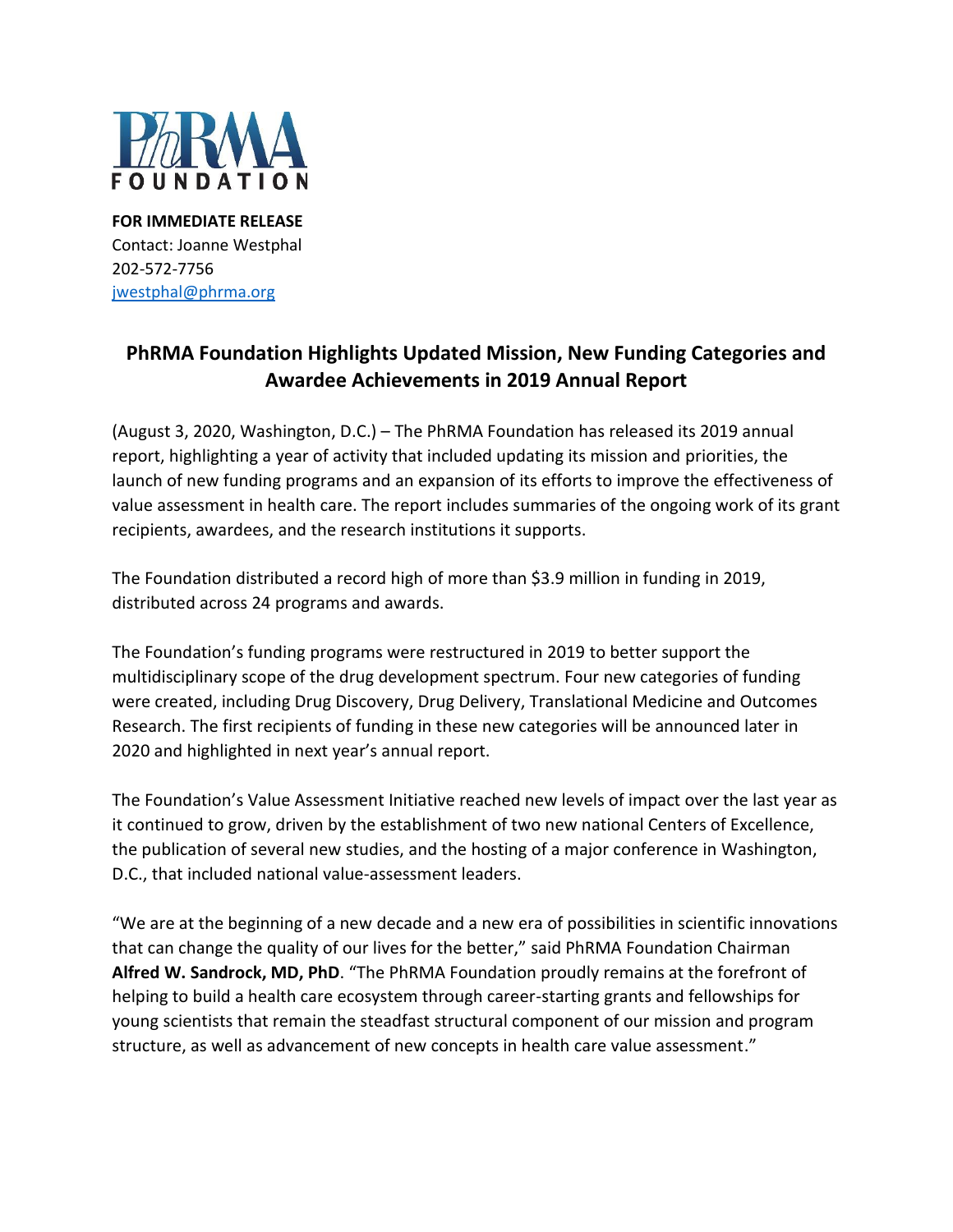PhRMA FOUNDATION

**FOR IMMEDIATE RELEASE**
Contact: Joanne Westphal
202-572-7756
jwestphal@phrma.org

## PhRMA Foundation Highlights Updated Mission, New Funding Categories and Awardee Achievements in 2019 Annual Report

(August 3, 2020, Washington, D.C.) – The PhRMA Foundation has released its 2019 annual report, highlighting a year of activity that included updating its mission and priorities, the launch of new funding programs and an expansion of its efforts to improve the effectiveness of value assessment in health care. The report includes summaries of the ongoing work of its grant recipients, awardees, and the research institutions it supports.

The Foundation distributed a record high of more than $3.9 million in funding in 2019, distributed across 24 programs and awards.

The Foundation's funding programs were restructured in 2019 to better support the multidisciplinary scope of the drug development spectrum. Four new categories of funding were created, including Drug Discovery, Drug Delivery, Translational Medicine and Outcomes Research. The first recipients of funding in these new categories will be announced later in 2020 and highlighted in next year's annual report.

The Foundation's Value Assessment Initiative reached new levels of impact over the last year as it continued to grow, driven by the establishment of two new national Centers of Excellence, the publication of several new studies, and the hosting of a major conference in Washington, D.C., that included national value-assessment leaders.

"We are at the beginning of a new decade and a new era of possibilities in scientific innovations that can change the quality of our lives for the better," said PhRMA Foundation Chairman **Alfred W. Sandrock, MD, PhD**. "The PhRMA Foundation proudly remains at the forefront of helping to build a health care ecosystem through career-starting grants and fellowships for young scientists that remain the steadfast structural component of our mission and program structure, as well as advancement of new concepts in health care value assessment."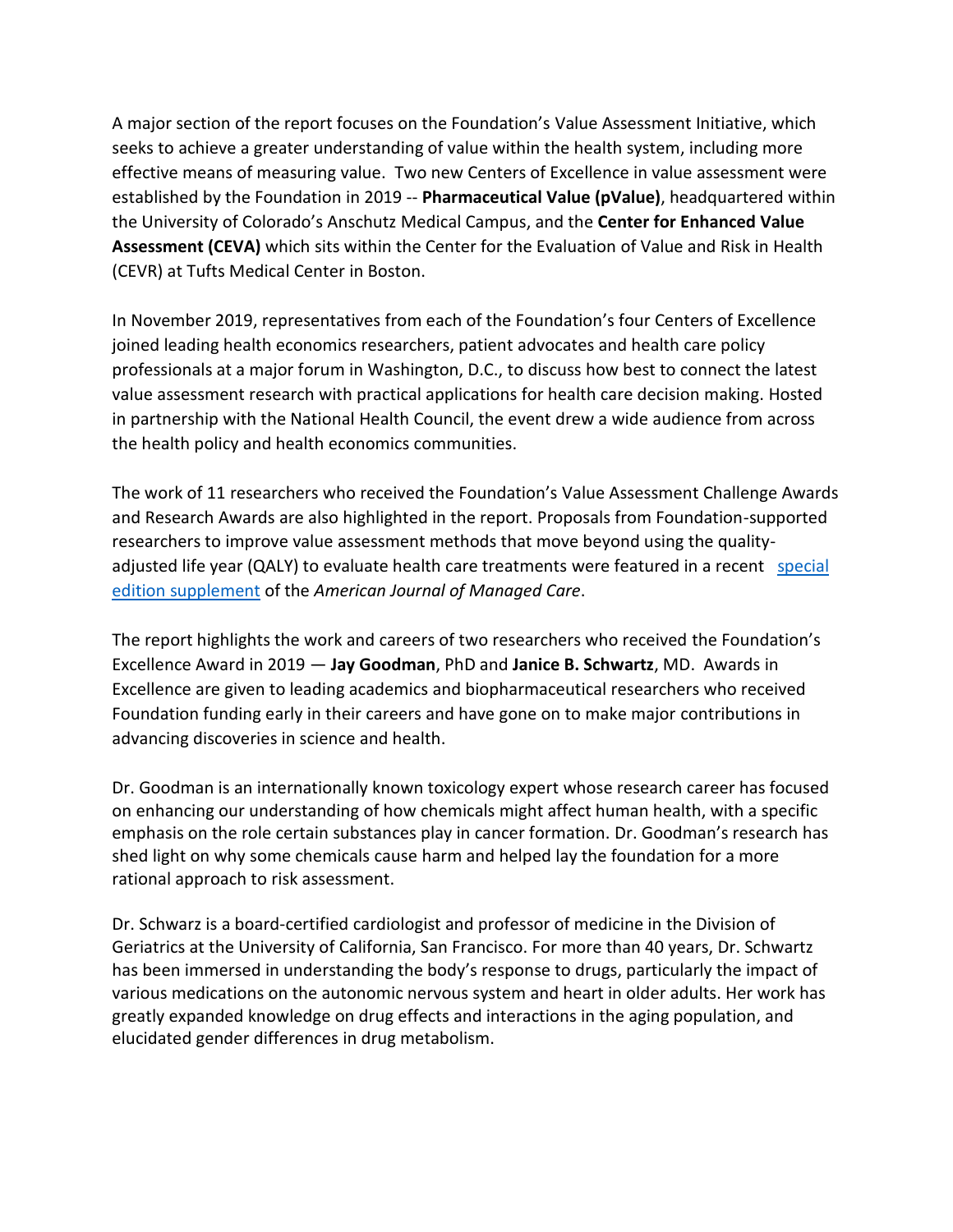A major section of the report focuses on the Foundation's Value Assessment Initiative, which seeks to achieve a greater understanding of value within the health system, including more effective means of measuring value. Two new Centers of Excellence in value assessment were established by the Foundation in 2019 -- **Pharmaceutical Value (pValue)**, headquartered within the University of Colorado's Anschutz Medical Campus, and the **Center for Enhanced Value Assessment (CEVA)** which sits within the Center for the Evaluation of Value and Risk in Health (CEVR) at Tufts Medical Center in Boston.

In November 2019, representatives from each of the Foundation's four Centers of Excellence joined leading health economics researchers, patient advocates and health care policy professionals at a major forum in Washington, D.C., to discuss how best to connect the latest value assessment research with practical applications for health care decision making. Hosted in partnership with the National Health Council, the event drew a wide audience from across the health policy and health economics communities.

The work of 11 researchers who received the Foundation's Value Assessment Challenge Awards and Research Awards are also highlighted in the report. Proposals from Foundation-supported researchers to improve value assessment methods that move beyond using the quality-adjusted life year (QALY) to evaluate health care treatments were featured in a recent special edition supplement of the *American Journal of Managed Care*.

The report highlights the work and careers of two researchers who received the Foundation's Excellence Award in 2019 — **Jay Goodman**, PhD and **Janice B. Schwartz**, MD. Awards in Excellence are given to leading academics and biopharmaceutical researchers who received Foundation funding early in their careers and have gone on to make major contributions in advancing discoveries in science and health.

Dr. Goodman is an internationally known toxicology expert whose research career has focused on enhancing our understanding of how chemicals might affect human health, with a specific emphasis on the role certain substances play in cancer formation. Dr. Goodman's research has shed light on why some chemicals cause harm and helped lay the foundation for a more rational approach to risk assessment.

Dr. Schwarz is a board-certified cardiologist and professor of medicine in the Division of Geriatrics at the University of California, San Francisco. For more than 40 years, Dr. Schwartz has been immersed in understanding the body's response to drugs, particularly the impact of various medications on the autonomic nervous system and heart in older adults. Her work has greatly expanded knowledge on drug effects and interactions in the aging population, and elucidated gender differences in drug metabolism.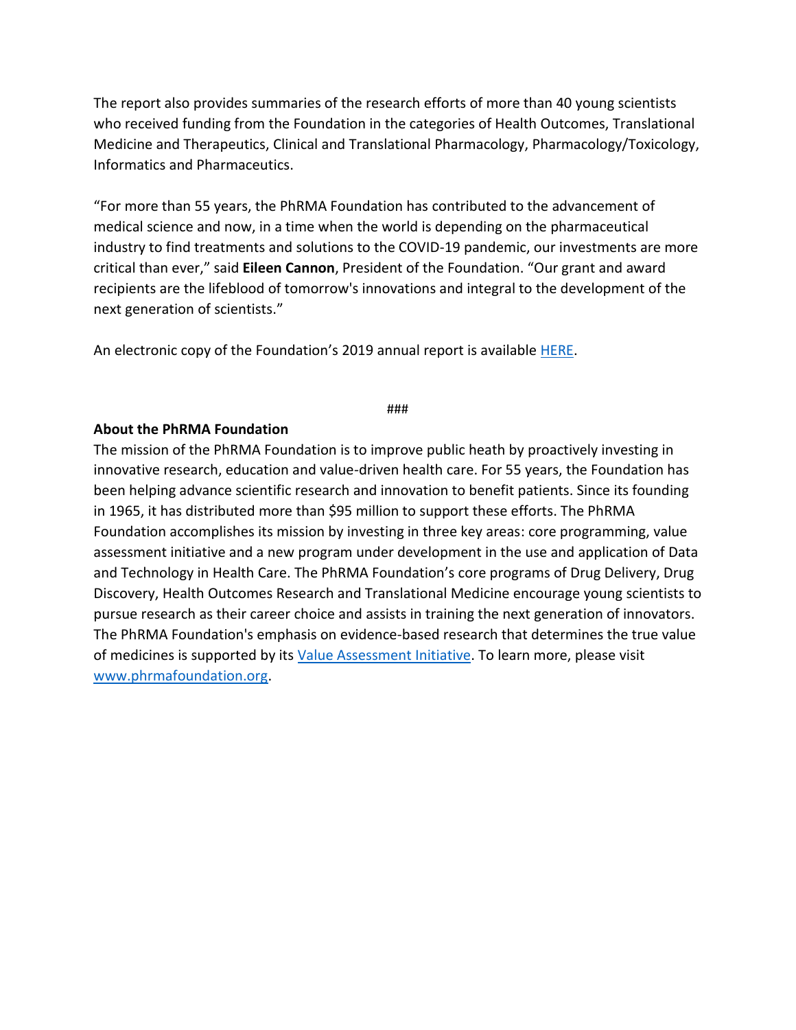The report also provides summaries of the research efforts of more than 40 young scientists who received funding from the Foundation in the categories of Health Outcomes, Translational Medicine and Therapeutics, Clinical and Translational Pharmacology, Pharmacology/Toxicology, Informatics and Pharmaceutics.

"For more than 55 years, the PhRMA Foundation has contributed to the advancement of medical science and now, in a time when the world is depending on the pharmaceutical industry to find treatments and solutions to the COVID-19 pandemic, our investments are more critical than ever," said **Eileen Cannon**, President of the Foundation. "Our grant and award recipients are the lifeblood of tomorrow's innovations and integral to the development of the next generation of scientists."

An electronic copy of the Foundation's 2019 annual report is available HERE.

###

**About the PhRMA Foundation**

The mission of the PhRMA Foundation is to improve public heath by proactively investing in innovative research, education and value-driven health care. For 55 years, the Foundation has been helping advance scientific research and innovation to benefit patients. Since its founding in 1965, it has distributed more than $95 million to support these efforts. The PhRMA Foundation accomplishes its mission by investing in three key areas: core programming, value assessment initiative and a new program under development in the use and application of Data and Technology in Health Care. The PhRMA Foundation's core programs of Drug Delivery, Drug Discovery, Health Outcomes Research and Translational Medicine encourage young scientists to pursue research as their career choice and assists in training the next generation of innovators. The PhRMA Foundation's emphasis on evidence-based research that determines the true value of medicines is supported by its Value Assessment Initiative. To learn more, please visit www.phrmafoundation.org.